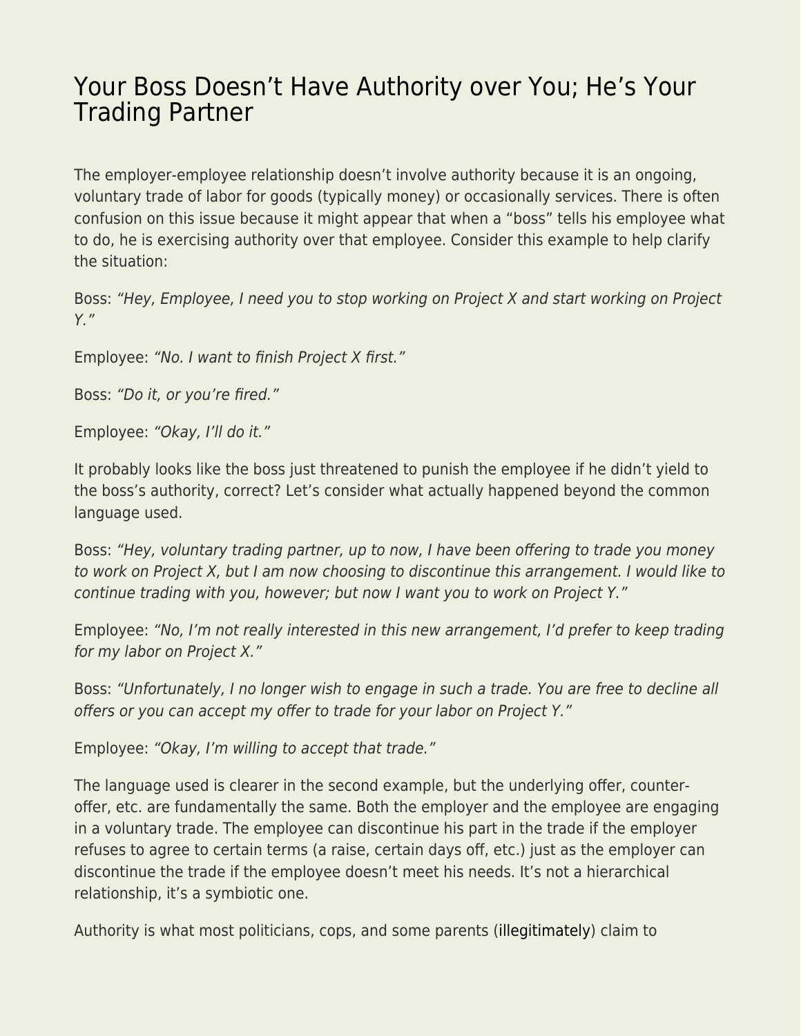# Your Boss Doesn't Have Authority over You; He's Your Trading Partner

The employer-employee relationship doesn't involve authority because it is an ongoing, voluntary trade of labor for goods (typically money) or occasionally services. There is often confusion on this issue because it might appear that when a "boss" tells his employee what to do, he is exercising authority over that employee. Consider this example to help clarify the situation:

Boss: *"Hey, Employee, I need you to stop working on Project X and start working on Project Y."*

Employee: *"No. I want to finish Project X first."*

Boss: *"Do it, or you're fired."*

Employee: *"Okay, I'll do it."*

It probably looks like the boss just threatened to punish the employee if he didn't yield to the boss's authority, correct? Let's consider what actually happened beyond the common language used.

Boss: *"Hey, voluntary trading partner, up to now, I have been offering to trade you money to work on Project X, but I am now choosing to discontinue this arrangement. I would like to continue trading with you, however; but now I want you to work on Project Y."*

Employee: *"No, I'm not really interested in this new arrangement, I'd prefer to keep trading for my labor on Project X."*

Boss: *"Unfortunately, I no longer wish to engage in such a trade. You are free to decline all offers or you can accept my offer to trade for your labor on Project Y."*

Employee: *"Okay, I'm willing to accept that trade."*

The language used is clearer in the second example, but the underlying offer, counter-offer, etc. are fundamentally the same. Both the employer and the employee are engaging in a voluntary trade. The employee can discontinue his part in the trade if the employer refuses to agree to certain terms (a raise, certain days off, etc.) just as the employer can discontinue the trade if the employee doesn't meet his needs. It's not a hierarchical relationship, it's a symbiotic one.

Authority is what most politicians, cops, and some parents (illegitimately) claim to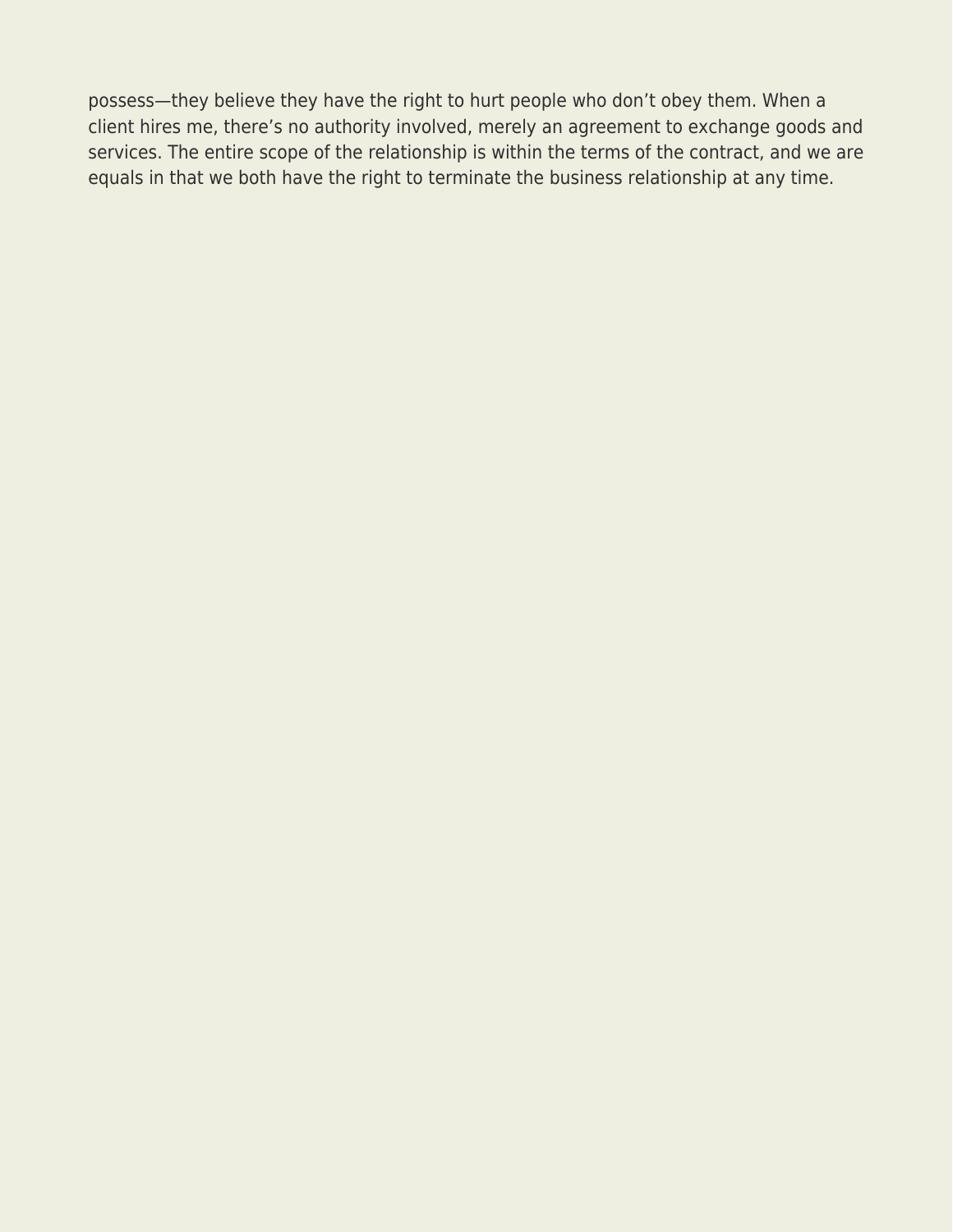possess—they believe they have the right to hurt people who don’t obey them. When a client hires me, there’s no authority involved, merely an agreement to exchange goods and services. The entire scope of the relationship is within the terms of the contract, and we are equals in that we both have the right to terminate the business relationship at any time.